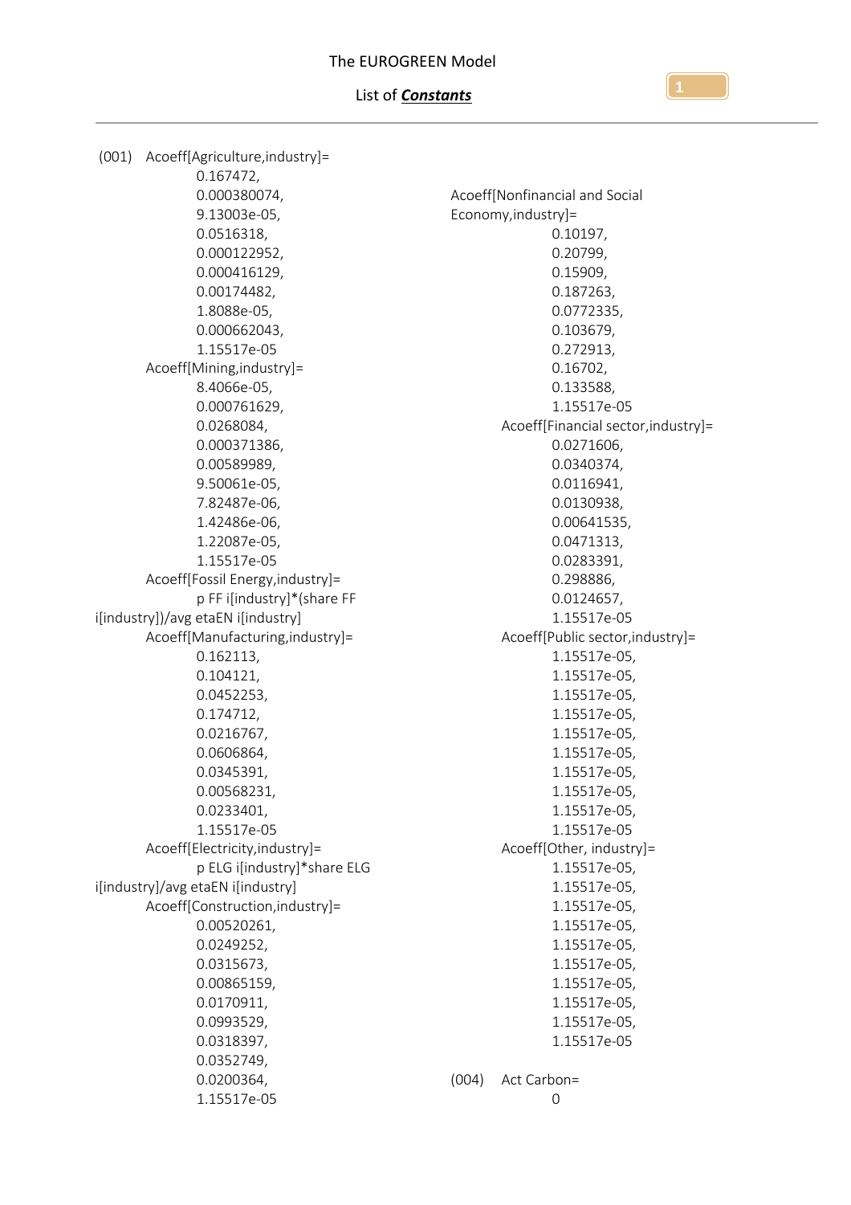# The EUROGREEN Model

## List of ***Constants***

(001) Acoeff[Agriculture,industry]=
0.167472,
0.000380074,
9.13003e-05,
0.0516318,
0.000122952,
0.000416129,
0.00174482,
1.8088e-05,
0.000662043,
1.15517e-05

Acoeff[Mining,industry]=
8.4066e-05,
0.000761629,
0.0268084,
0.000371386,
0.00589989,
9.50061e-05,
7.82487e-06,
1.42486e-06,
1.22087e-05,
1.15517e-05

Acoeff[Fossil Energy,industry]=
p FF i[industry]*(share FF i[industry])/avg etaEN i[industry]

Acoeff[Manufacturing,industry]=
0.162113,
0.104121,
0.0452253,
0.174712,
0.0216767,
0.0606864,
0.0345391,
0.00568231,
0.0233401,
1.15517e-05

Acoeff[Electricity,industry]=
p ELG i[industry]*share ELG i[industry]/avg etaEN i[industry]

Acoeff[Construction,industry]=
0.00520261,
0.0249252,
0.0315673,
0.00865159,
0.0170911,
0.0993529,
0.0318397,
0.0352749,
0.0200364,
1.15517e-05

Acoeff[Nonfinancial and Social Economy,industry]=
0.10197,
0.20799,
0.15909,
0.187263,
0.0772335,
0.103679,
0.272913,
0.16702,
0.133588,
1.15517e-05

Acoeff[Financial sector,industry]=
0.0271606,
0.0340374,
0.0116941,
0.0130938,
0.00641535,
0.0471313,
0.0283391,
0.298886,
0.0124657,
1.15517e-05

Acoeff[Public sector,industry]=
1.15517e-05,
1.15517e-05,
1.15517e-05,
1.15517e-05,
1.15517e-05,
1.15517e-05,
1.15517e-05,
1.15517e-05,
1.15517e-05,
1.15517e-05

Acoeff[Other, industry]=
1.15517e-05,
1.15517e-05,
1.15517e-05,
1.15517e-05,
1.15517e-05,
1.15517e-05,
1.15517e-05,
1.15517e-05,
1.15517e-05,
1.15517e-05

(004) Act Carbon=
0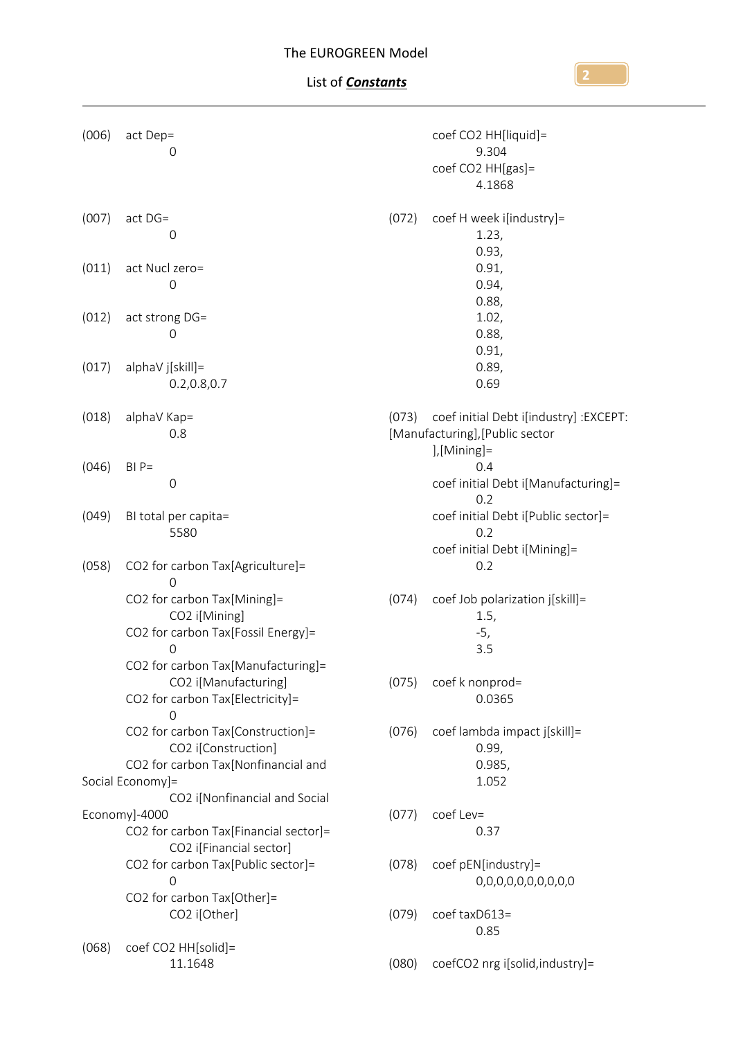(006) act Dep=
0

(007) act DG=
0

(011) act Nucl zero=
0

(012) act strong DG=
0

(017) alphaV j[skill]=
0.2,0.8,0.7

(018) alphaV Kap=
0.8

(046) BI P=
0

(049) BI total per capita=
5580

(058) CO2 for carbon Tax[Agriculture]=
0
CO2 for carbon Tax[Mining]=
CO2 i[Mining]
CO2 for carbon Tax[Fossil Energy]=
0
CO2 for carbon Tax[Manufacturing]=
CO2 i[Manufacturing]
CO2 for carbon Tax[Electricity]=
0
CO2 for carbon Tax[Construction]=
CO2 i[Construction]
CO2 for carbon Tax[Nonfinancial and Social Economy]=
CO2 i[Nonfinancial and Social Economy]-4000
CO2 for carbon Tax[Financial sector]=
CO2 i[Financial sector]
CO2 for carbon Tax[Public sector]=
0
CO2 for carbon Tax[Other]=
CO2 i[Other]

(068) coef CO2 HH[solid]=
11.1648
coef CO2 HH[liquid]=
9.304
coef CO2 HH[gas]=
4.1868

(072) coef H week i[industry]=
1.23,
0.93,
0.91,
0.94,
0.88,
1.02,
0.88,
0.91,
0.89,
0.69

(073) coef initial Debt i[industry] :EXCEPT: [Manufacturing],[Public sector],[Mining]=
0.4
coef initial Debt i[Manufacturing]=
0.2
coef initial Debt i[Public sector]=
0.2
coef initial Debt i[Mining]=
0.2

(074) coef Job polarization j[skill]=
1.5,
-5,
3.5

(075) coef k nonprod=
0.0365

(076) coef lambda impact j[skill]=
0.99,
0.985,
1.052

(077) coef Lev=
0.37

(078) coef pEN[industry]=
0,0,0,0,0,0,0,0,0,0

(079) coef taxD613=
0.85

(080) coefCO2 nrg i[solid,industry]=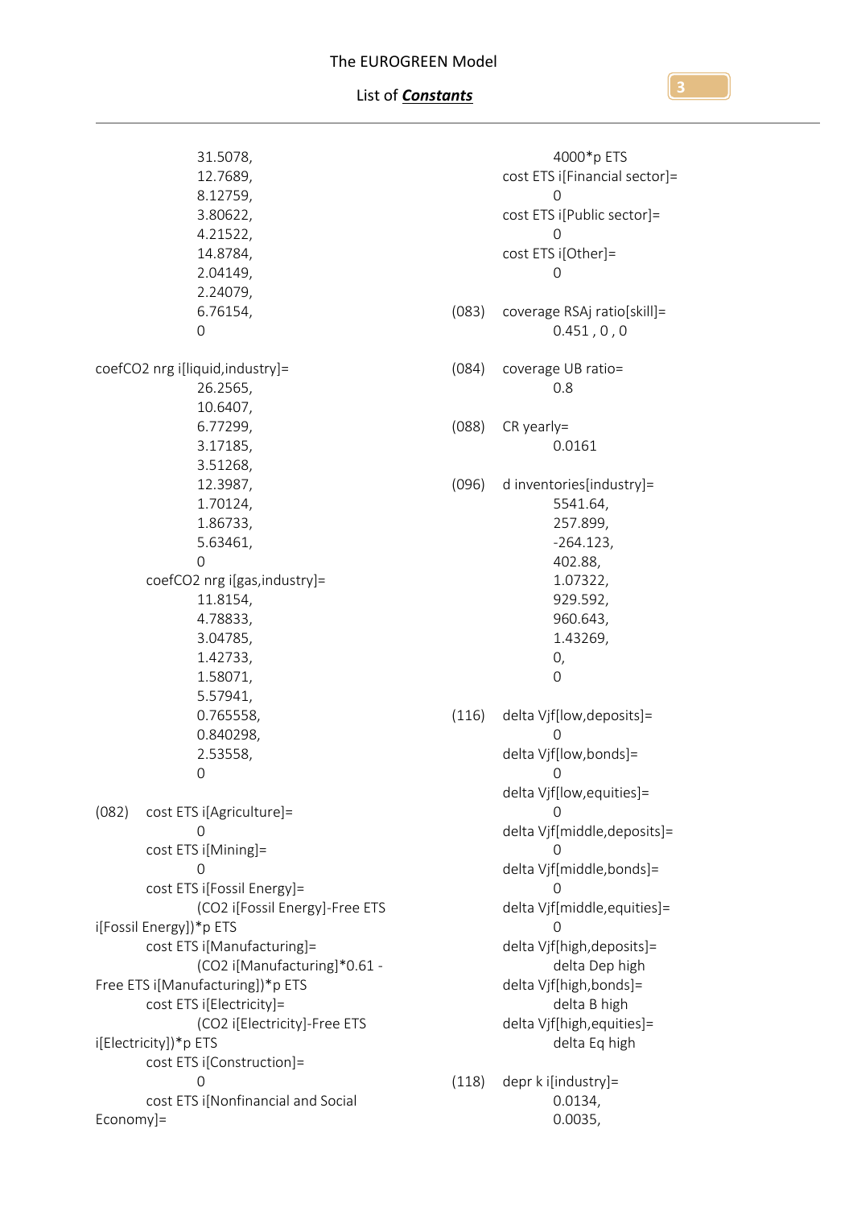31.5078,
12.7689,
8.12759,
3.80622,
4.21522,
14.8784,
2.04149,
2.24079,
6.76154,
0

coefCO2 nrg i[liquid,industry]=
26.2565,
10.6407,
6.77299,
3.17185,
3.51268,
12.3987,
1.70124,
1.86733,
5.63461,
0

coefCO2 nrg i[gas,industry]=
11.8154,
4.78833,
3.04785,
1.42733,
1.58071,
5.57941,
0.765558,
0.840298,
2.53558,
0

(082) cost ETS i[Agriculture]=
0
cost ETS i[Mining]=
0
cost ETS i[Fossil Energy]=
(CO2 i[Fossil Energy]-Free ETS i[Fossil Energy])*p ETS
cost ETS i[Manufacturing]=
(CO2 i[Manufacturing]*0.61 - Free ETS i[Manufacturing])*p ETS
cost ETS i[Electricity]=
(CO2 i[Electricity]-Free ETS i[Electricity])*p ETS
cost ETS i[Construction]=
0
cost ETS i[Nonfinancial and Social Economy]=
4000*p ETS
cost ETS i[Financial sector]=
0
cost ETS i[Public sector]=
0
cost ETS i[Other]=
0

(083) coverage RSAj ratio[skill]=
0.451 , 0 , 0

(084) coverage UB ratio=
0.8

(088) CR yearly=
0.0161

(096) d inventories[industry]=
5541.64,
257.899,
-264.123,
402.88,
1.07322,
929.592,
960.643,
1.43269,
0,
0

(116) delta Vjf[low,deposits]=
0
delta Vjf[low,bonds]=
0
delta Vjf[low,equities]=
0
delta Vjf[middle,deposits]=
0
delta Vjf[middle,bonds]=
0
delta Vjf[middle,equities]=
0
delta Vjf[high,deposits]=
delta Dep high
delta Vjf[high,bonds]=
delta B high
delta Vjf[high,equities]=
delta Eq high

(118) depr k i[industry]=
0.0134,
0.0035,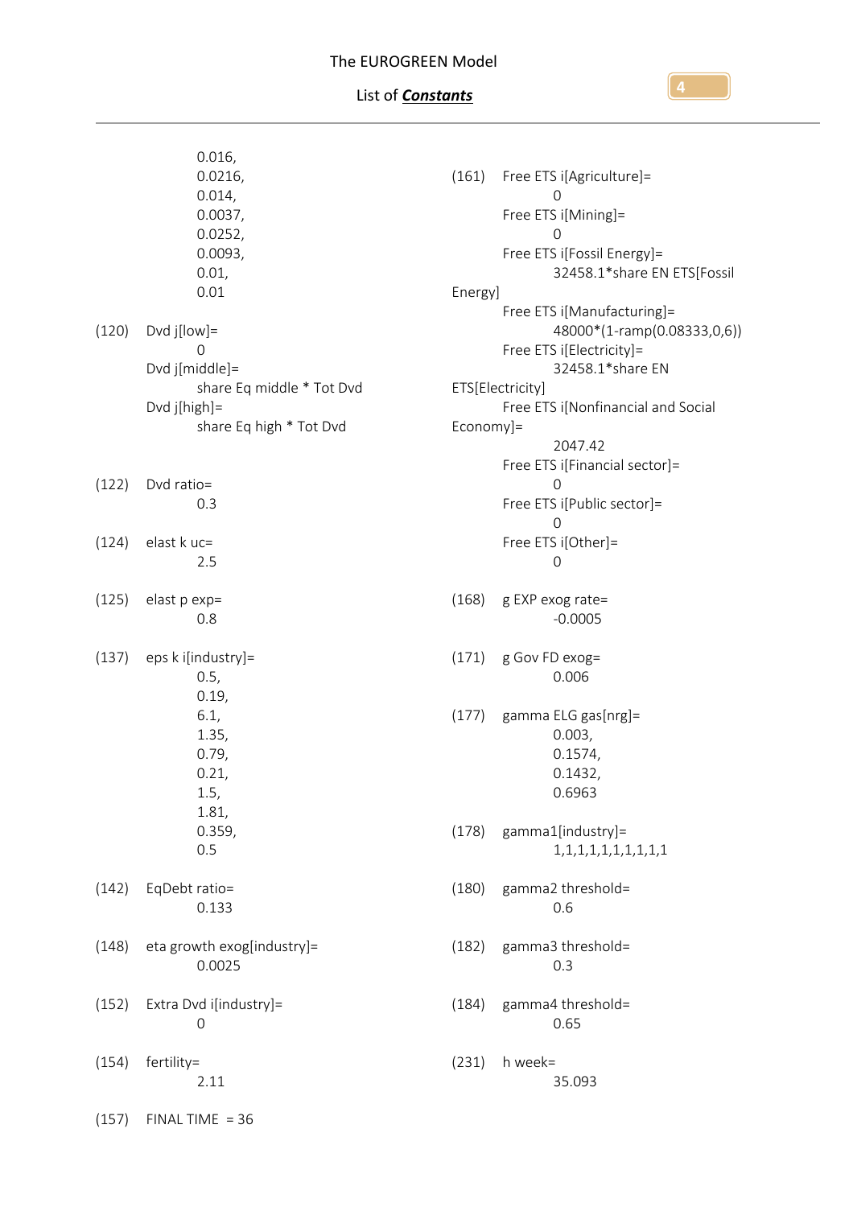0.016,
0.0216,
0.014,
0.0037,
0.0252,
0.0093,
0.01,
0.01

(120) Dvd j[low]=
0
Dvd j[middle]=
share Eq middle * Tot Dvd
Dvd j[high]=
share Eq high * Tot Dvd

(122) Dvd ratio=
0.3

(124) elast k uc=
2.5

(125) elast p exp=
0.8

(137) eps k i[industry]=
0.5,
0.19,
6.1,
1.35,
0.79,
0.21,
1.5,
1.81,
0.359,
0.5

(142) EqDebt ratio=
0.133

(148) eta growth exog[industry]=
0.0025

(152) Extra Dvd i[industry]=
0

(154) fertility=
2.11

(157) FINAL TIME = 36

(161) Free ETS i[Agriculture]=
0
Free ETS i[Mining]=
0
Free ETS i[Fossil Energy]=
32458.1*share EN ETS[Fossil Energy]
Free ETS i[Manufacturing]=
48000*(1-ramp(0.08333,0,6))
Free ETS i[Electricity]=
32458.1*share EN ETS[Electricity]
Free ETS i[Nonfinancial and Social Economy]=
2047.42
Free ETS i[Financial sector]=
0
Free ETS i[Public sector]=
0
Free ETS i[Other]=
0

(168) g EXP exog rate=
-0.0005

(171) g Gov FD exog=
0.006

(177) gamma ELG gas[nrg]=
0.003,
0.1574,
0.1432,
0.6963

(178) gamma1[industry]=
1,1,1,1,1,1,1,1,1,1

(180) gamma2 threshold=
0.6

(182) gamma3 threshold=
0.3

(184) gamma4 threshold=
0.65

(231) h week=
35.093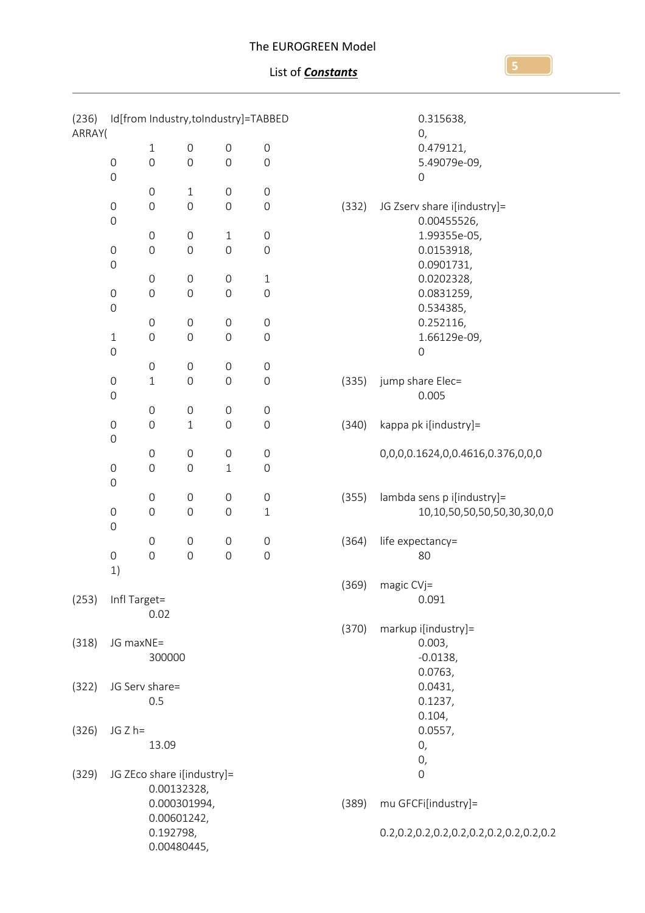(236) Id[from Industry,toIndustry]=TABBED ARRAY(

```
        1   0   0   0
    0   0   0   0   0
    0
        0   1   0   0
    0   0   0   0   0
    0
        0   0   1   0
    0   0   0   0   0
    0
        0   0   0   1
    0   0   0   0   0
    0
        0   0   0   0
    1   0   0   0   0
    0
        0   0   0   0
    0   1   0   0   0
    0
        0   0   0   0
    0   0   1   0   0
    0
        0   0   0   0
    0   0   0   1   0
    0
        0   0   0   0
    0   0   0   0   1
    0
        0   0   0   0
    0   0   0   0   0
    1)
```

(253) Infl Target=
0.02

(318) JG maxNE=
300000

(322) JG Serv share=
0.5

(326) JG Z h=
13.09

(329) JG ZEco share i[industry]=
0.00132328,
0.000301994,
0.00601242,
0.192798,
0.00480445,
0.315638,
0,
0.479121,
5.49079e-09,
0

(332) JG Zserv share i[industry]=
0.00455526,
1.99355e-05,
0.0153918,
0.0901731,
0.0202328,
0.0831259,
0.534385,
0.252116,
1.66129e-09,
0

(335) jump share Elec=
0.005

(340) kappa pk i[industry]=
0,0,0,0.1624,0,0.4616,0.376,0,0,0

(355) lambda sens p i[industry]=
10,10,50,50,50,50,30,30,0,0

(364) life expectancy=
80

(369) magic CVj=
0.091

(370) markup i[industry]=
0.003,
-0.0138,
0.0763,
0.0431,
0.1237,
0.104,
0.0557,
0,
0,
0

(389) mu GFCFi[industry]=
0.2,0.2,0.2,0.2,0.2,0.2,0.2,0.2,0.2,0.2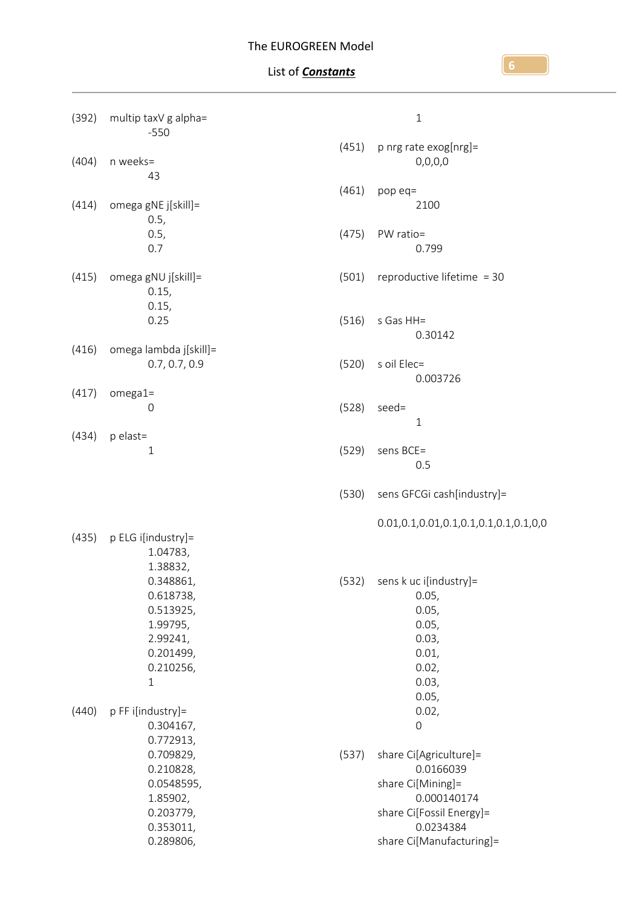(392) multip taxV g alpha=
-550

(404) n weeks=
43

(414) omega gNE j[skill]=
0.5,
0.5,
0.7

(415) omega gNU j[skill]=
0.15,
0.15,
0.25

(416) omega lambda j[skill]=
0.7, 0.7, 0.9

(417) omega1=
0

(434) p elast=
1

(435) p ELG i[industry]=
1.04783,
1.38832,
0.348861,
0.618738,
0.513925,
1.99795,
2.99241,
0.201499,
0.210256,
1

(440) p FF i[industry]=
0.304167,
0.772913,
0.709829,
0.210828,
0.0548595,
1.85902,
0.203779,
0.353011,
0.289806,
1

(451) p nrg rate exog[nrg]=
0,0,0,0

(461) pop eq=
2100

(475) PW ratio=
0.799

(501) reproductive lifetime = 30

(516) s Gas HH=
0.30142

(520) s oil Elec=
0.003726

(528) seed=
1

(529) sens BCE=
0.5

(530) sens GFCGi cash[industry]=

0.01,0.1,0.01,0.1,0.1,0.1,0.1,0.1,0,0

(532) sens k uc i[industry]=
0.05,
0.05,
0.05,
0.03,
0.01,
0.02,
0.03,
0.05,
0.02,
0

(537) share Ci[Agriculture]=
0.0166039
share Ci[Mining]=
0.000140174
share Ci[Fossil Energy]=
0.0234384
share Ci[Manufacturing]=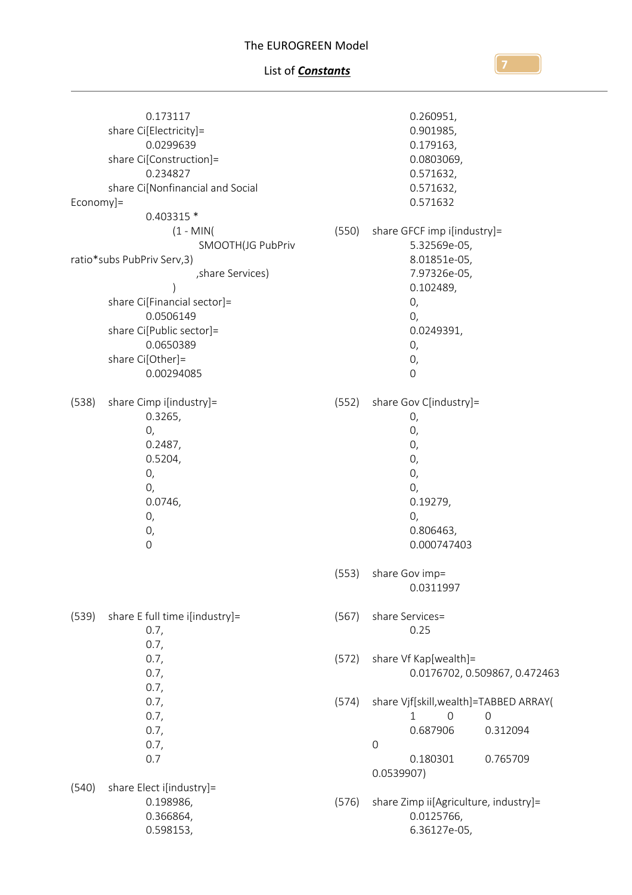0.173117

share Ci[Electricity]=
0.0299639

share Ci[Construction]=
0.234827

share Ci[Nonfinancial and Social Economy]=
0.403315 *
(1 - MIN(
SMOOTH(JG PubPriv ratio*subs PubPriv Serv,3)
,share Services)
)

share Ci[Financial sector]=
0.0506149

share Ci[Public sector]=
0.0650389

share Ci[Other]=
0.00294085

(538) share Cimp i[industry]=
0.3265,
0,
0.2487,
0.5204,
0,
0,
0.0746,
0,
0,
0

(539) share E full time i[industry]=
0.7,
0.7,
0.7,
0.7,
0.7,
0.7,
0.7,
0.7,
0.7,
0.7

(540) share Elect i[industry]=
0.198986,
0.366864,
0.598153,
0.260951,
0.901985,
0.179163,
0.0803069,
0.571632,
0.571632,
0.571632

(550) share GFCF imp i[industry]=
5.32569e-05,
8.01851e-05,
7.97326e-05,
0.102489,
0,
0,
0.0249391,
0,
0,
0

(552) share Gov C[industry]=
0,
0,
0,
0,
0,
0,
0.19279,
0,
0.806463,
0.000747403

(553) share Gov imp=
0.0311997

(567) share Services=
0.25

(572) share Vf Kap[wealth]=
0.0176702, 0.509867, 0.472463

(574) share Vjf[skill,wealth]=TABBED ARRAY(
1 0 0
0.687906 0.312094 0
0.180301 0.765709 0.0539907)

(576) share Zimp ii[Agriculture, industry]=
0.0125766,
6.36127e-05,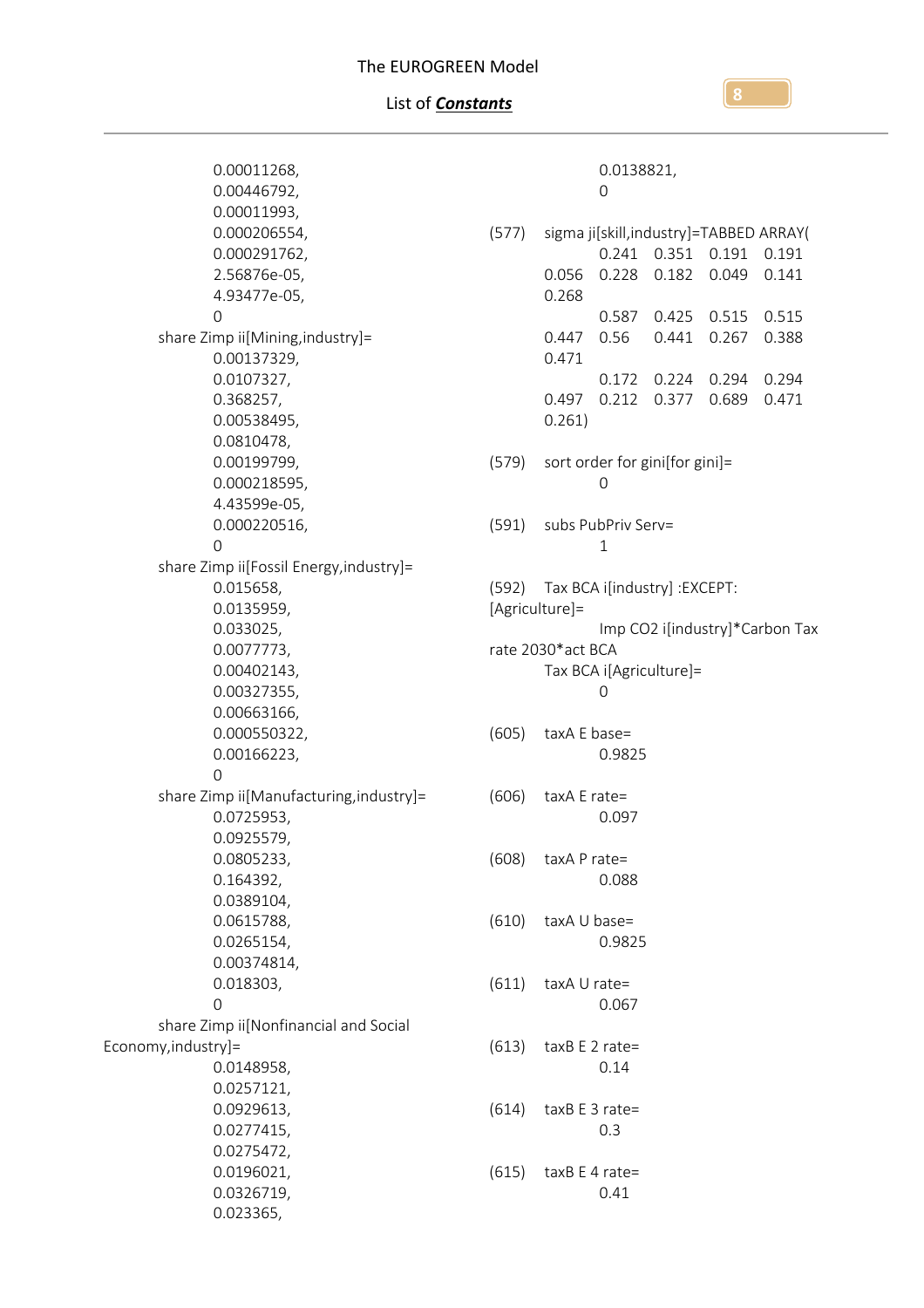0.00011268,
0.00446792,
0.00011993,
0.000206554,
0.000291762,
2.56876e-05,
4.93477e-05,
0

share Zimp ii[Mining,industry]=
0.00137329,
0.0107327,
0.368257,
0.00538495,
0.0810478,
0.00199799,
0.000218595,
4.43599e-05,
0.000220516,
0

share Zimp ii[Fossil Energy,industry]=
0.015658,
0.0135959,
0.033025,
0.0077773,
0.00402143,
0.00327355,
0.00663166,
0.000550322,
0.00166223,
0

share Zimp ii[Manufacturing,industry]=
0.0725953,
0.0925579,
0.0805233,
0.164392,
0.0389104,
0.0615788,
0.0265154,
0.00374814,
0.018303,
0

share Zimp ii[Nonfinancial and Social Economy,industry]=
0.0148958,
0.0257121,
0.0929613,
0.0277415,
0.0275472,
0.0196021,
0.0326719,
0.023365,
0.0138821,
0

(577) sigma ji[skill,industry]=TABBED ARRAY(
0.241 0.351 0.191 0.191
0.056 0.228 0.182 0.049 0.141
0.268
0.587 0.425 0.515 0.515
0.447 0.56 0.441 0.267 0.388
0.471
0.172 0.224 0.294 0.294
0.497 0.212 0.377 0.689 0.471
0.261)

(579) sort order for gini[for gini]=
0

(591) subs PubPriv Serv=
1

(592) Tax BCA i[industry] :EXCEPT: [Agriculture]=
Imp CO2 i[industry]*Carbon Tax rate 2030*act BCA
Tax BCA i[Agriculture]=
0

(605) taxA E base=
0.9825

(606) taxA E rate=
0.097

(608) taxA P rate=
0.088

(610) taxA U base=
0.9825

(611) taxA U rate=
0.067

(613) taxB E 2 rate=
0.14

(614) taxB E 3 rate=
0.3

(615) taxB E 4 rate=
0.41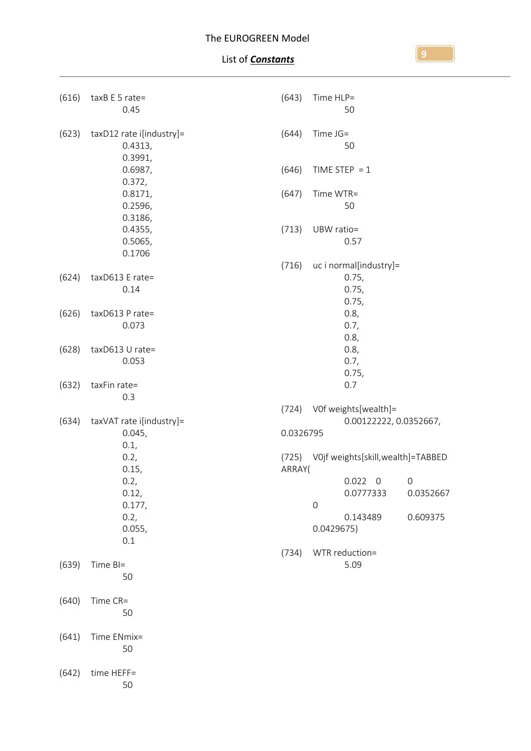(616) taxB E 5 rate=
0.45

(623) taxD12 rate i[industry]=
0.4313,
0.3991,
0.6987,
0.372,
0.8171,
0.2596,
0.3186,
0.4355,
0.5065,
0.1706

(624) taxD613 E rate=
0.14

(626) taxD613 P rate=
0.073

(628) taxD613 U rate=
0.053

(632) taxFin rate=
0.3

(634) taxVAT rate i[industry]=
0.045,
0.1,
0.2,
0.15,
0.2,
0.12,
0.177,
0.2,
0.055,
0.1

(639) Time BI=
50

(640) Time CR=
50

(641) Time ENmix=
50

(642) time HEFF=
50

(643) Time HLP=
50

(644) Time JG=
50

(646) TIME STEP = 1

(647) Time WTR=
50

(713) UBW ratio=
0.57

(716) uc i normal[industry]=
0.75,
0.75,
0.75,
0.8,
0.7,
0.8,
0.8,
0.7,
0.75,
0.7

(724) V0f weights[wealth]=
0.00122222, 0.0352667,
0.0326795

(725) V0jf weights[skill,wealth]=TABBED ARRAY(
0.022 0 0
0.0777333 0.0352667
0
0.143489 0.609375
0.0429675)

(734) WTR reduction=
5.09